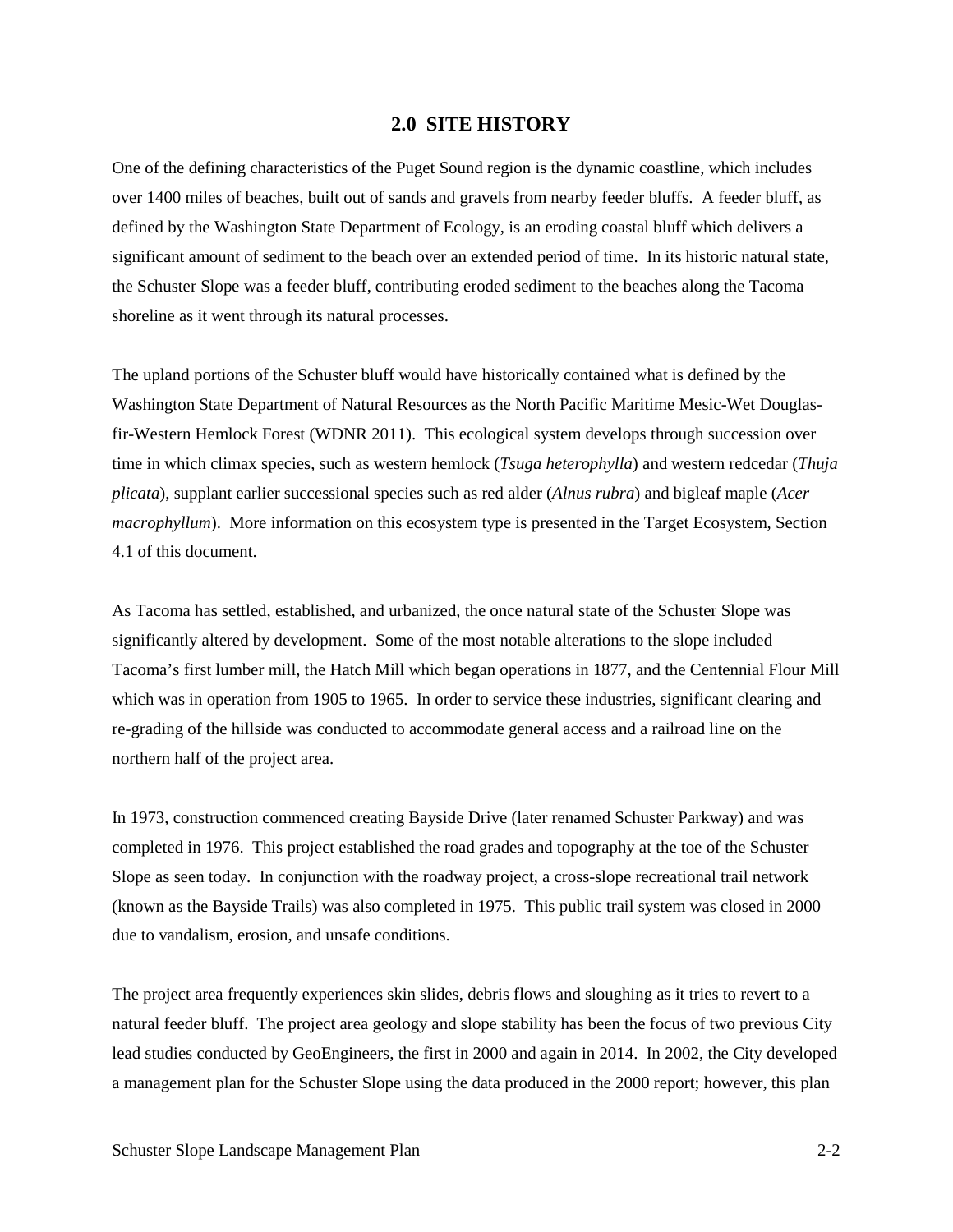## 2.0 SITE HISTORY

One of the defining characteristics of the Puget Sound region is the dynamic coastline, which includes over 1400 miles of beaches, built out of sands and gravels from nearby feeder bluffs. A feeder bluff, as defined by the Washington State Department of Ecology, is an eroding coastal bluff which delivers a significant amount of sediment to the beach over an extended period of time. In its historic natural state, the Schuster Slope was a feeder bluff, contributing eroded sediment to the beaches along the Tacoma shoreline as it went through its natural processes.

The upland portions of the Schuster bluff would have historically contained what is defined by the Washington State Department of Natural Resources as the North Pacific Maritime Mesic-Wet Douglas-fir-Western Hemlock Forest (WDNR 2011). This ecological system develops through succession over time in which climax species, such as western hemlock (*Tsuga heterophylla*) and western redcedar (*Thuja plicata*), supplant earlier successional species such as red alder (*Alnus rubra*) and bigleaf maple (*Acer macrophyllum*). More information on this ecosystem type is presented in the Target Ecosystem, Section 4.1 of this document.

As Tacoma has settled, established, and urbanized, the once natural state of the Schuster Slope was significantly altered by development. Some of the most notable alterations to the slope included Tacoma's first lumber mill, the Hatch Mill which began operations in 1877, and the Centennial Flour Mill which was in operation from 1905 to 1965. In order to service these industries, significant clearing and re-grading of the hillside was conducted to accommodate general access and a railroad line on the northern half of the project area.

In 1973, construction commenced creating Bayside Drive (later renamed Schuster Parkway) and was completed in 1976. This project established the road grades and topography at the toe of the Schuster Slope as seen today. In conjunction with the roadway project, a cross-slope recreational trail network (known as the Bayside Trails) was also completed in 1975. This public trail system was closed in 2000 due to vandalism, erosion, and unsafe conditions.

The project area frequently experiences skin slides, debris flows and sloughing as it tries to revert to a natural feeder bluff. The project area geology and slope stability has been the focus of two previous City lead studies conducted by GeoEngineers, the first in 2000 and again in 2014. In 2002, the City developed a management plan for the Schuster Slope using the data produced in the 2000 report; however, this plan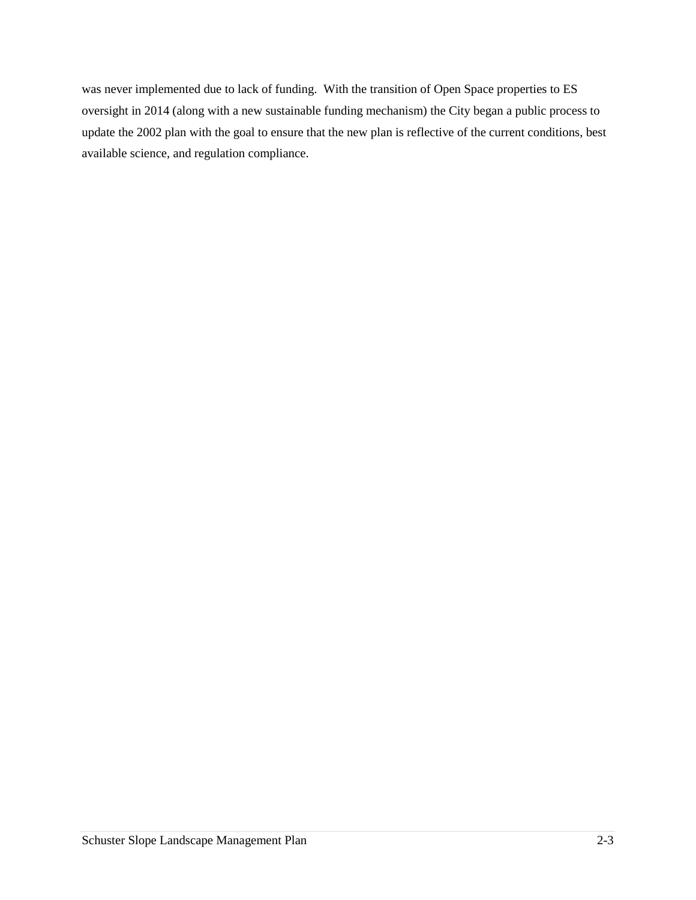was never implemented due to lack of funding. With the transition of Open Space properties to ES oversight in 2014 (along with a new sustainable funding mechanism) the City began a public process to update the 2002 plan with the goal to ensure that the new plan is reflective of the current conditions, best available science, and regulation compliance.